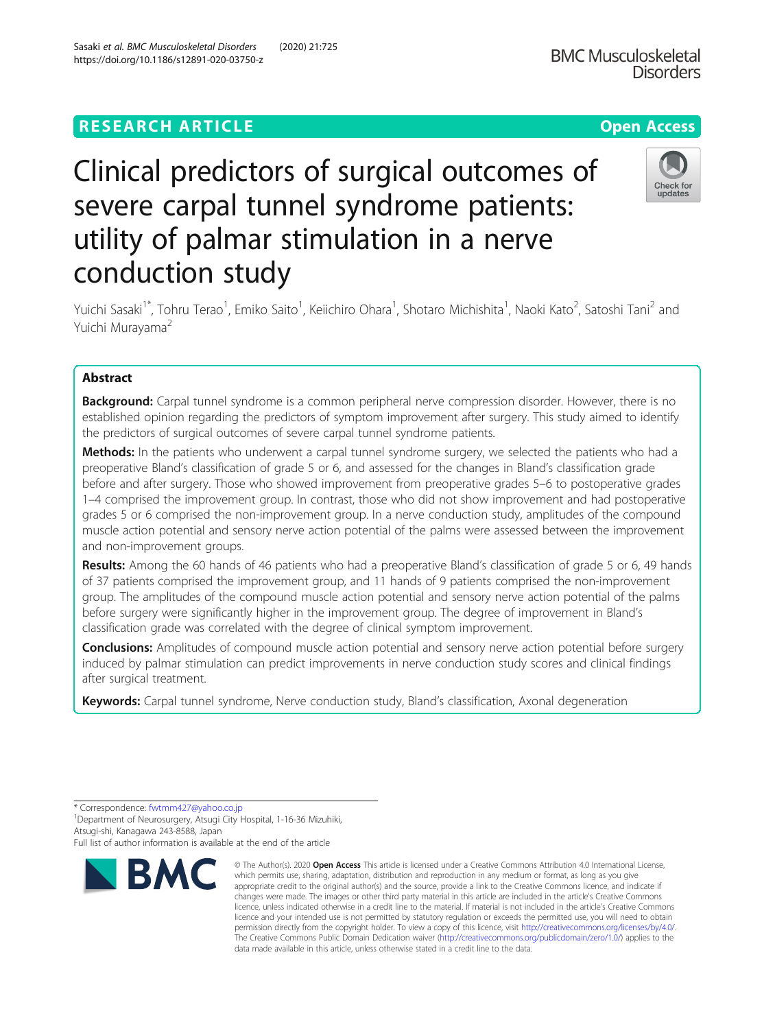RESEARCH ARTICLE

Open Access

# Clinical predictors of surgical outcomes of severe carpal tunnel syndrome patients: utility of palmar stimulation in a nerve conduction study

Yuichi Sasaki[1*], Tohru Terao[1], Emiko Saito[1], Keiichiro Ohara[1], Shotaro Michishita[1], Naoki Kato[2], Satoshi Tani[2] and Yuichi Murayama[2]

## Abstract

**Background:** Carpal tunnel syndrome is a common peripheral nerve compression disorder. However, there is no established opinion regarding the predictors of symptom improvement after surgery. This study aimed to identify the predictors of surgical outcomes of severe carpal tunnel syndrome patients.

**Methods:** In the patients who underwent a carpal tunnel syndrome surgery, we selected the patients who had a preoperative Bland's classification of grade 5 or 6, and assessed for the changes in Bland's classification grade before and after surgery. Those who showed improvement from preoperative grades 5–6 to postoperative grades 1–4 comprised the improvement group. In contrast, those who did not show improvement and had postoperative grades 5 or 6 comprised the non-improvement group. In a nerve conduction study, amplitudes of the compound muscle action potential and sensory nerve action potential of the palms were assessed between the improvement and non-improvement groups.

**Results:** Among the 60 hands of 46 patients who had a preoperative Bland's classification of grade 5 or 6, 49 hands of 37 patients comprised the improvement group, and 11 hands of 9 patients comprised the non-improvement group. The amplitudes of the compound muscle action potential and sensory nerve action potential of the palms before surgery were significantly higher in the improvement group. The degree of improvement in Bland's classification grade was correlated with the degree of clinical symptom improvement.

**Conclusions:** Amplitudes of compound muscle action potential and sensory nerve action potential before surgery induced by palmar stimulation can predict improvements in nerve conduction study scores and clinical findings after surgical treatment.

**Keywords:** Carpal tunnel syndrome, Nerve conduction study, Bland's classification, Axonal degeneration

* Correspondence: fwtmm427@yahoo.co.jp
[1]Department of Neurosurgery, Atsugi City Hospital, 1-16-36 Mizuhiki, Atsugi-shi, Kanagawa 243-8588, Japan
Full list of author information is available at the end of the article

© The Author(s). 2020 **Open Access** This article is licensed under a Creative Commons Attribution 4.0 International License, which permits use, sharing, adaptation, distribution and reproduction in any medium or format, as long as you give appropriate credit to the original author(s) and the source, provide a link to the Creative Commons licence, and indicate if changes were made. The images or other third party material in this article are included in the article's Creative Commons licence, unless indicated otherwise in a credit line to the material. If material is not included in the article's Creative Commons licence and your intended use is not permitted by statutory regulation or exceeds the permitted use, you will need to obtain permission directly from the copyright holder. To view a copy of this licence, visit http://creativecommons.org/licenses/by/4.0/. The Creative Commons Public Domain Dedication waiver (http://creativecommons.org/publicdomain/zero/1.0/) applies to the data made available in this article, unless otherwise stated in a credit line to the data.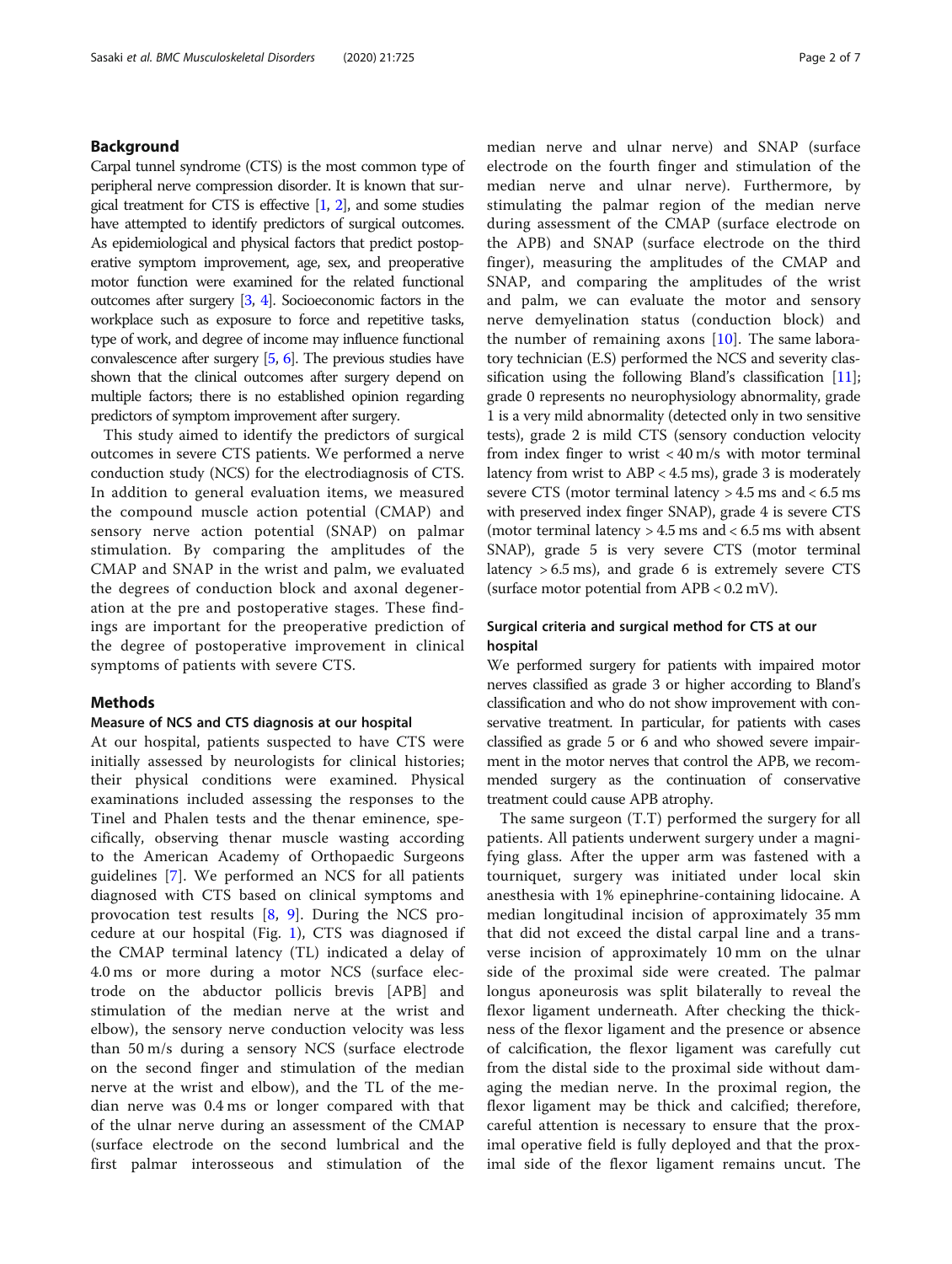## Background

Carpal tunnel syndrome (CTS) is the most common type of peripheral nerve compression disorder. It is known that surgical treatment for CTS is effective [1, 2], and some studies have attempted to identify predictors of surgical outcomes. As epidemiological and physical factors that predict postoperative symptom improvement, age, sex, and preoperative motor function were examined for the related functional outcomes after surgery [3, 4]. Socioeconomic factors in the workplace such as exposure to force and repetitive tasks, type of work, and degree of income may influence functional convalescence after surgery [5, 6]. The previous studies have shown that the clinical outcomes after surgery depend on multiple factors; there is no established opinion regarding predictors of symptom improvement after surgery.

This study aimed to identify the predictors of surgical outcomes in severe CTS patients. We performed a nerve conduction study (NCS) for the electrodiagnosis of CTS. In addition to general evaluation items, we measured the compound muscle action potential (CMAP) and sensory nerve action potential (SNAP) on palmar stimulation. By comparing the amplitudes of the CMAP and SNAP in the wrist and palm, we evaluated the degrees of conduction block and axonal degeneration at the pre and postoperative stages. These findings are important for the preoperative prediction of the degree of postoperative improvement in clinical symptoms of patients with severe CTS.

## Methods

### Measure of NCS and CTS diagnosis at our hospital

At our hospital, patients suspected to have CTS were initially assessed by neurologists for clinical histories; their physical conditions were examined. Physical examinations included assessing the responses to the Tinel and Phalen tests and the thenar eminence, specifically, observing thenar muscle wasting according to the American Academy of Orthopaedic Surgeons guidelines [7]. We performed an NCS for all patients diagnosed with CTS based on clinical symptoms and provocation test results [8, 9]. During the NCS procedure at our hospital (Fig. 1), CTS was diagnosed if the CMAP terminal latency (TL) indicated a delay of 4.0 ms or more during a motor NCS (surface electrode on the abductor pollicis brevis [APB] and stimulation of the median nerve at the wrist and elbow), the sensory nerve conduction velocity was less than 50 m/s during a sensory NCS (surface electrode on the second finger and stimulation of the median nerve at the wrist and elbow), and the TL of the median nerve was 0.4 ms or longer compared with that of the ulnar nerve during an assessment of the CMAP (surface electrode on the second lumbrical and the first palmar interosseous and stimulation of the median nerve and ulnar nerve) and SNAP (surface electrode on the fourth finger and stimulation of the median nerve and ulnar nerve). Furthermore, by stimulating the palmar region of the median nerve during assessment of the CMAP (surface electrode on the APB) and SNAP (surface electrode on the third finger), measuring the amplitudes of the CMAP and SNAP, and comparing the amplitudes of the wrist and palm, we can evaluate the motor and sensory nerve demyelination status (conduction block) and the number of remaining axons [10]. The same laboratory technician (E.S) performed the NCS and severity classification using the following Bland's classification [11]; grade 0 represents no neurophysiology abnormality, grade 1 is a very mild abnormality (detected only in two sensitive tests), grade 2 is mild CTS (sensory conduction velocity from index finger to wrist < 40 m/s with motor terminal latency from wrist to ABP < 4.5 ms), grade 3 is moderately severe CTS (motor terminal latency > 4.5 ms and < 6.5 ms with preserved index finger SNAP), grade 4 is severe CTS (motor terminal latency > 4.5 ms and < 6.5 ms with absent SNAP), grade 5 is very severe CTS (motor terminal latency > 6.5 ms), and grade 6 is extremely severe CTS (surface motor potential from APB < 0.2 mV).

### Surgical criteria and surgical method for CTS at our hospital

We performed surgery for patients with impaired motor nerves classified as grade 3 or higher according to Bland's classification and who do not show improvement with conservative treatment. In particular, for patients with cases classified as grade 5 or 6 and who showed severe impairment in the motor nerves that control the APB, we recommended surgery as the continuation of conservative treatment could cause APB atrophy.

The same surgeon (T.T) performed the surgery for all patients. All patients underwent surgery under a magnifying glass. After the upper arm was fastened with a tourniquet, surgery was initiated under local skin anesthesia with 1% epinephrine-containing lidocaine. A median longitudinal incision of approximately 35 mm that did not exceed the distal carpal line and a transverse incision of approximately 10 mm on the ulnar side of the proximal side were created. The palmar longus aponeurosis was split bilaterally to reveal the flexor ligament underneath. After checking the thickness of the flexor ligament and the presence or absence of calcification, the flexor ligament was carefully cut from the distal side to the proximal side without damaging the median nerve. In the proximal region, the flexor ligament may be thick and calcified; therefore, careful attention is necessary to ensure that the proximal operative field is fully deployed and that the proximal side of the flexor ligament remains uncut. The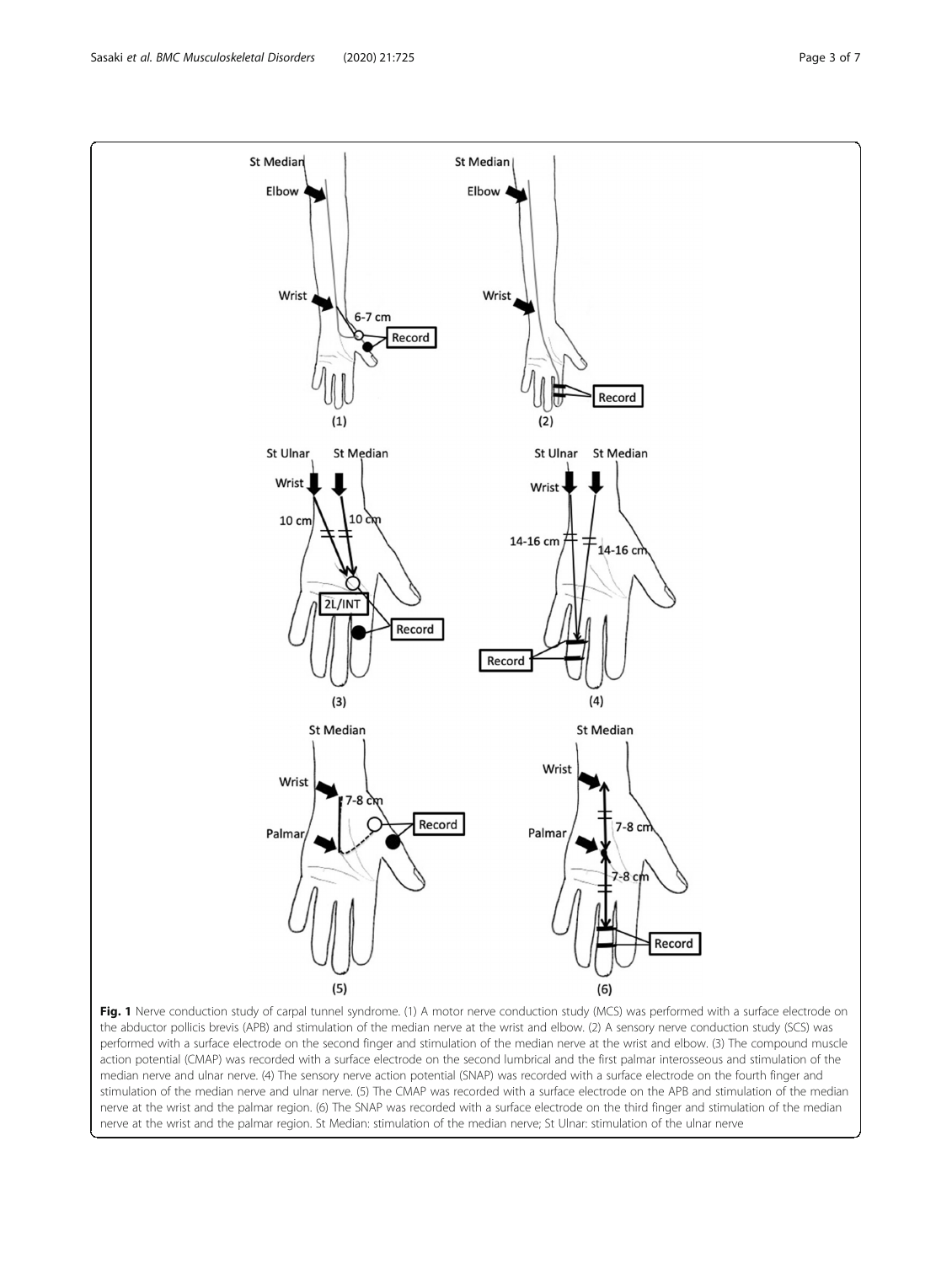**Fig. 1** Nerve conduction study of carpal tunnel syndrome. (1) A motor nerve conduction study (MCS) was performed with a surface electrode on the abductor pollicis brevis (APB) and stimulation of the median nerve at the wrist and elbow. (2) A sensory nerve conduction study (SCS) was performed with a surface electrode on the second finger and stimulation of the median nerve at the wrist and elbow. (3) The compound muscle action potential (CMAP) was recorded with a surface electrode on the second lumbrical and the first palmar interosseous and stimulation of the median nerve and ulnar nerve. (4) The sensory nerve action potential (SNAP) was recorded with a surface electrode on the fourth finger and stimulation of the median nerve and ulnar nerve. (5) The CMAP was recorded with a surface electrode on the APB and stimulation of the median nerve at the wrist and the palmar region. (6) The SNAP was recorded with a surface electrode on the third finger and stimulation of the median nerve at the wrist and the palmar region. St Median: stimulation of the median nerve; St Ulnar: stimulation of the ulnar nerve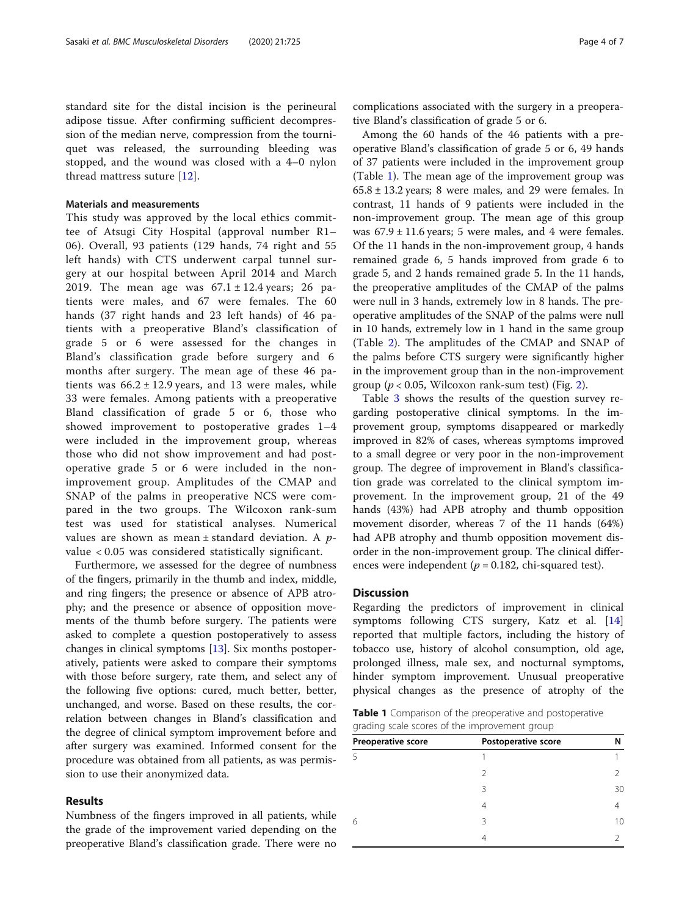standard site for the distal incision is the perineural adipose tissue. After confirming sufficient decompression of the median nerve, compression from the tourniquet was released, the surrounding bleeding was stopped, and the wound was closed with a 4–0 nylon thread mattress suture [12].

### Materials and measurements

This study was approved by the local ethics committee of Atsugi City Hospital (approval number R1–06). Overall, 93 patients (129 hands, 74 right and 55 left hands) with CTS underwent carpal tunnel surgery at our hospital between April 2014 and March 2019. The mean age was 67.1 ± 12.4 years; 26 patients were males, and 67 were females. The 60 hands (37 right hands and 23 left hands) of 46 patients with a preoperative Bland's classification of grade 5 or 6 were assessed for the changes in Bland's classification grade before surgery and 6 months after surgery. The mean age of these 46 patients was 66.2 ± 12.9 years, and 13 were males, while 33 were females. Among patients with a preoperative Bland classification of grade 5 or 6, those who showed improvement to postoperative grades 1–4 were included in the improvement group, whereas those who did not show improvement and had postoperative grade 5 or 6 were included in the non-improvement group. Amplitudes of the CMAP and SNAP of the palms in preoperative NCS were compared in the two groups. The Wilcoxon rank-sum test was used for statistical analyses. Numerical values are shown as mean ± standard deviation. A *p*-value < 0.05 was considered statistically significant.

Furthermore, we assessed for the degree of numbness of the fingers, primarily in the thumb and index, middle, and ring fingers; the presence or absence of APB atrophy; and the presence or absence of opposition movements of the thumb before surgery. The patients were asked to complete a question postoperatively to assess changes in clinical symptoms [13]. Six months postoperatively, patients were asked to compare their symptoms with those before surgery, rate them, and select any of the following five options: cured, much better, better, unchanged, and worse. Based on these results, the correlation between changes in Bland's classification and the degree of clinical symptom improvement before and after surgery was examined. Informed consent for the procedure was obtained from all patients, as was permission to use their anonymized data.

## Results

Numbness of the fingers improved in all patients, while the grade of the improvement varied depending on the preoperative Bland's classification grade. There were no complications associated with the surgery in a preoperative Bland's classification of grade 5 or 6.

Among the 60 hands of the 46 patients with a preoperative Bland's classification of grade 5 or 6, 49 hands of 37 patients were included in the improvement group (Table 1). The mean age of the improvement group was 65.8 ± 13.2 years; 8 were males, and 29 were females. In contrast, 11 hands of 9 patients were included in the non-improvement group. The mean age of this group was 67.9 ± 11.6 years; 5 were males, and 4 were females. Of the 11 hands in the non-improvement group, 4 hands remained grade 6, 5 hands improved from grade 6 to grade 5, and 2 hands remained grade 5. In the 11 hands, the preoperative amplitudes of the CMAP of the palms were null in 3 hands, extremely low in 8 hands. The preoperative amplitudes of the SNAP of the palms were null in 10 hands, extremely low in 1 hand in the same group (Table 2). The amplitudes of the CMAP and SNAP of the palms before CTS surgery were significantly higher in the improvement group than in the non-improvement group ($p < 0.05$, Wilcoxon rank-sum test) (Fig. 2).

Table 3 shows the results of the question survey regarding postoperative clinical symptoms. In the improvement group, symptoms disappeared or markedly improved in 82% of cases, whereas symptoms improved to a small degree or very poor in the non-improvement group. The degree of improvement in Bland's classification grade was correlated to the clinical symptom improvement. In the improvement group, 21 of the 49 hands (43%) had APB atrophy and thumb opposition movement disorder, whereas 7 of the 11 hands (64%) had APB atrophy and thumb opposition movement disorder in the non-improvement group. The clinical differences were independent ($p = 0.182$, chi-squared test).

## Discussion

Regarding the predictors of improvement in clinical symptoms following CTS surgery, Katz et al. [14] reported that multiple factors, including the history of tobacco use, history of alcohol consumption, old age, prolonged illness, male sex, and nocturnal symptoms, hinder symptom improvement. Unusual preoperative physical changes as the presence of atrophy of the

**Table 1** Comparison of the preoperative and postoperative grading scale scores of the improvement group

| Preoperative score | Postoperative score | N |
|---|---|---|
| 5 | 1 | 1 |
| | 2 | 2 |
| | 3 | 30 |
| | 4 | 4 |
| 6 | 3 | 10 |
| | 4 | 2 |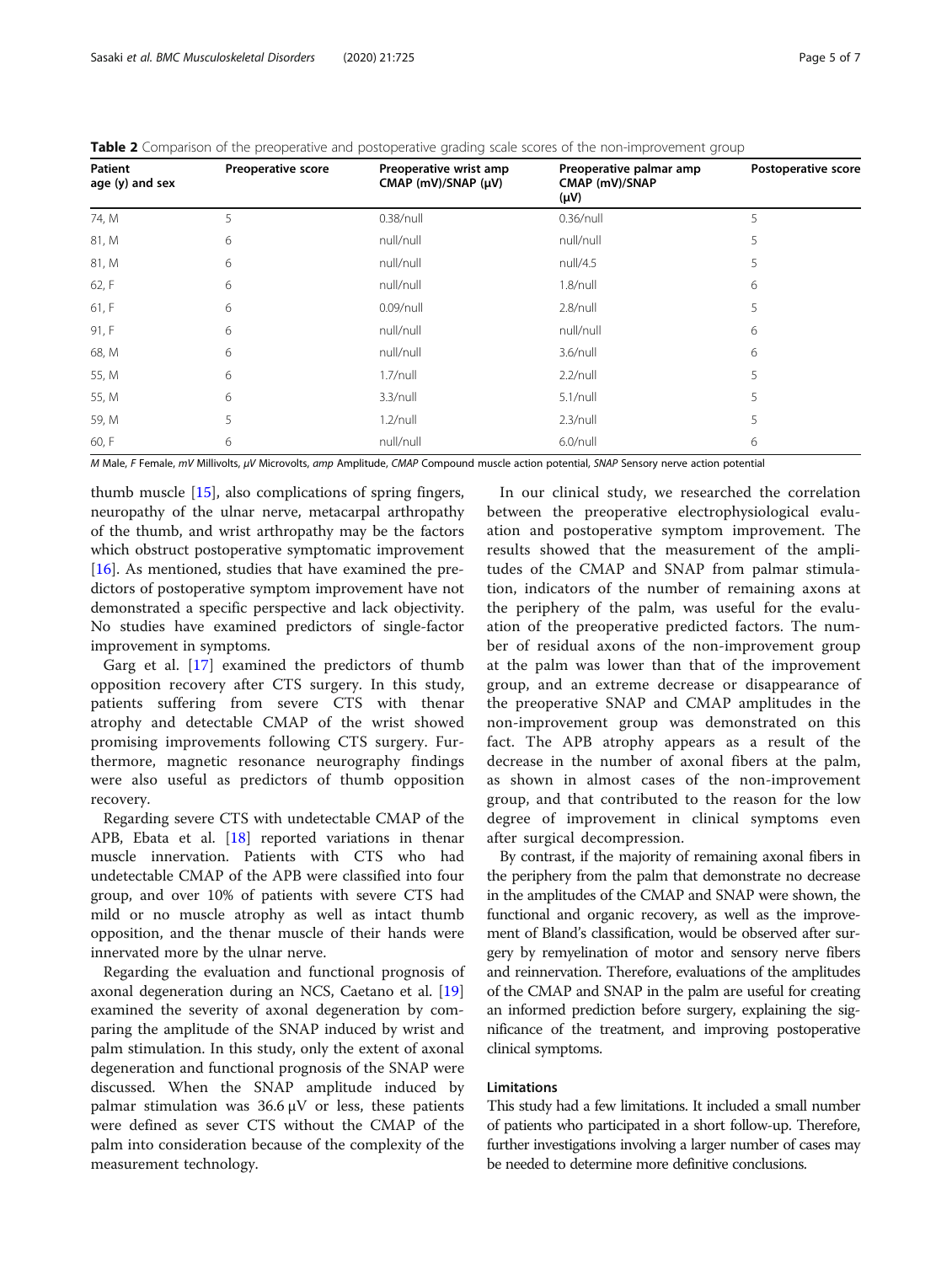**Table 2** Comparison of the preoperative and postoperative grading scale scores of the non-improvement group

| Patient age (y) and sex | Preoperative score | Preoperative wrist amp CMAP (mV)/SNAP (μV) | Preoperative palmar amp CMAP (mV)/SNAP (μV) | Postoperative score |
|---|---|---|---|---|
| 74, M | 5 | 0.38/null | 0.36/null | 5 |
| 81, M | 6 | null/null | null/null | 5 |
| 81, M | 6 | null/null | null/4.5 | 5 |
| 62, F | 6 | null/null | 1.8/null | 6 |
| 61, F | 6 | 0.09/null | 2.8/null | 5 |
| 91, F | 6 | null/null | null/null | 6 |
| 68, M | 6 | null/null | 3.6/null | 6 |
| 55, M | 6 | 1.7/null | 2.2/null | 5 |
| 55, M | 6 | 3.3/null | 5.1/null | 5 |
| 59, M | 5 | 1.2/null | 2.3/null | 5 |
| 60, F | 6 | null/null | 6.0/null | 6 |

*M* Male, *F* Female, *mV* Millivolts, *μV* Microvolts, *amp* Amplitude, *CMAP* Compound muscle action potential, *SNAP* Sensory nerve action potential

thumb muscle [15], also complications of spring fingers, neuropathy of the ulnar nerve, metacarpal arthropathy of the thumb, and wrist arthropathy may be the factors which obstruct postoperative symptomatic improvement [16]. As mentioned, studies that have examined the predictors of postoperative symptom improvement have not demonstrated a specific perspective and lack objectivity. No studies have examined predictors of single-factor improvement in symptoms.

Garg et al. [17] examined the predictors of thumb opposition recovery after CTS surgery. In this study, patients suffering from severe CTS with thenar atrophy and detectable CMAP of the wrist showed promising improvements following CTS surgery. Furthermore, magnetic resonance neurography findings were also useful as predictors of thumb opposition recovery.

Regarding severe CTS with undetectable CMAP of the APB, Ebata et al. [18] reported variations in thenar muscle innervation. Patients with CTS who had undetectable CMAP of the APB were classified into four group, and over 10% of patients with severe CTS had mild or no muscle atrophy as well as intact thumb opposition, and the thenar muscle of their hands were innervated more by the ulnar nerve.

Regarding the evaluation and functional prognosis of axonal degeneration during an NCS, Caetano et al. [19] examined the severity of axonal degeneration by comparing the amplitude of the SNAP induced by wrist and palm stimulation. In this study, only the extent of axonal degeneration and functional prognosis of the SNAP were discussed. When the SNAP amplitude induced by palmar stimulation was 36.6 μV or less, these patients were defined as sever CTS without the CMAP of the palm into consideration because of the complexity of the measurement technology.

In our clinical study, we researched the correlation between the preoperative electrophysiological evaluation and postoperative symptom improvement. The results showed that the measurement of the amplitudes of the CMAP and SNAP from palmar stimulation, indicators of the number of remaining axons at the periphery of the palm, was useful for the evaluation of the preoperative predicted factors. The number of residual axons of the non-improvement group at the palm was lower than that of the improvement group, and an extreme decrease or disappearance of the preoperative SNAP and CMAP amplitudes in the non-improvement group was demonstrated on this fact. The APB atrophy appears as a result of the decrease in the number of axonal fibers at the palm, as shown in almost cases of the non-improvement group, and that contributed to the reason for the low degree of improvement in clinical symptoms even after surgical decompression.

By contrast, if the majority of remaining axonal fibers in the periphery from the palm that demonstrate no decrease in the amplitudes of the CMAP and SNAP were shown, the functional and organic recovery, as well as the improvement of Bland's classification, would be observed after surgery by remyelination of motor and sensory nerve fibers and reinnervation. Therefore, evaluations of the amplitudes of the CMAP and SNAP in the palm are useful for creating an informed prediction before surgery, explaining the significance of the treatment, and improving postoperative clinical symptoms.

## Limitations

This study had a few limitations. It included a small number of patients who participated in a short follow-up. Therefore, further investigations involving a larger number of cases may be needed to determine more definitive conclusions.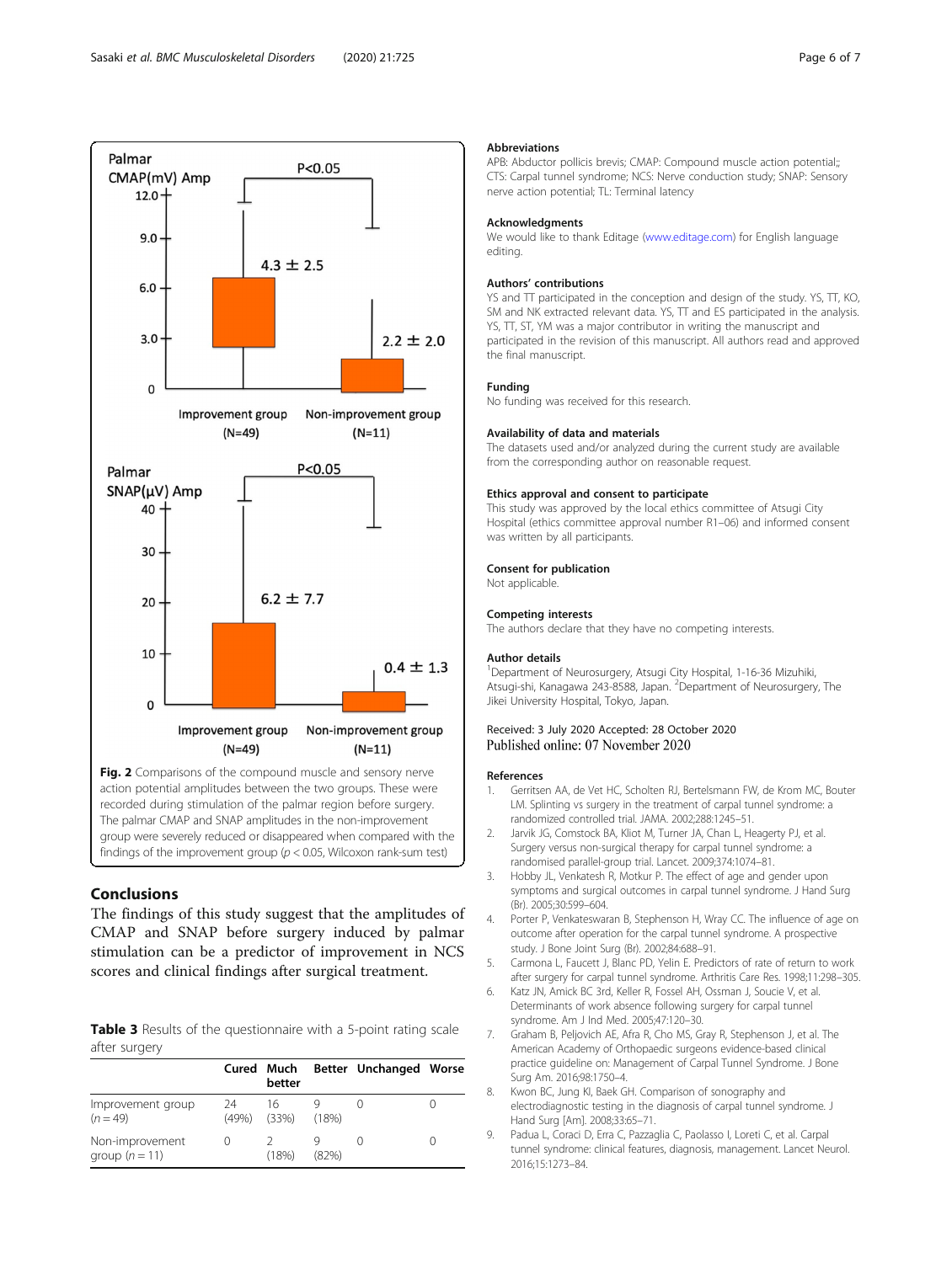Fig. 2 Comparisons of the compound muscle and sensory nerve action potential amplitudes between the two groups. These were recorded during stimulation of the palmar region before surgery. The palmar CMAP and SNAP amplitudes in the non-improvement group were severely reduced or disappeared when compared with the findings of the improvement group ($p < 0.05$, Wilcoxon rank-sum test)

## Conclusions

The findings of this study suggest that the amplitudes of CMAP and SNAP before surgery induced by palmar stimulation can be a predictor of improvement in NCS scores and clinical findings after surgical treatment.

**Table 3** Results of the questionnaire with a 5-point rating scale after surgery

| | Cured | Much better | Better | Unchanged | Worse |
|---|---|---|---|---|---|
| Improvement group ($n = 49$) | 24 (49%) | 16 (33%) | 9 (18%) | 0 | 0 |
| Non-improvement group ($n = 11$) | 0 | 2 (18%) | 9 (82%) | 0 | 0 |

### Abbreviations

APB: Abductor pollicis brevis; CMAP: Compound muscle action potential;; CTS: Carpal tunnel syndrome; NCS: Nerve conduction study; SNAP: Sensory nerve action potential; TL: Terminal latency

### Acknowledgments

We would like to thank Editage (www.editage.com) for English language editing.

### Authors' contributions

YS and TT participated in the conception and design of the study. YS, TT, KO, SM and NK extracted relevant data. YS, TT and ES participated in the analysis. YS, TT, ST, YM was a major contributor in writing the manuscript and participated in the revision of this manuscript. All authors read and approved the final manuscript.

### Funding

No funding was received for this research.

### Availability of data and materials

The datasets used and/or analyzed during the current study are available from the corresponding author on reasonable request.

### Ethics approval and consent to participate

This study was approved by the local ethics committee of Atsugi City Hospital (ethics committee approval number R1–06) and informed consent was written by all participants.

### Consent for publication

Not applicable.

### Competing interests

The authors declare that they have no competing interests.

### Author details

[1]Department of Neurosurgery, Atsugi City Hospital, 1-16-36 Mizuhiki, Atsugi-shi, Kanagawa 243-8588, Japan. [2]Department of Neurosurgery, The Jikei University Hospital, Tokyo, Japan.

Received: 3 July 2020 Accepted: 28 October 2020
Published online: 07 November 2020

### References

1. Gerritsen AA, de Vet HC, Scholten RJ, Bertelsmann FW, de Krom MC, Bouter LM. Splinting vs surgery in the treatment of carpal tunnel syndrome: a randomized controlled trial. JAMA. 2002;288:1245–51.
2. Jarvik JG, Comstock BA, Kliot M, Turner JA, Chan L, Heagerty PJ, et al. Surgery versus non-surgical therapy for carpal tunnel syndrome: a randomised parallel-group trial. Lancet. 2009;374:1074–81.
3. Hobby JL, Venkatesh R, Motkur P. The effect of age and gender upon symptoms and surgical outcomes in carpal tunnel syndrome. J Hand Surg (Br). 2005;30:599–604.
4. Porter P, Venkateswaran B, Stephenson H, Wray CC. The influence of age on outcome after operation for the carpal tunnel syndrome. A prospective study. J Bone Joint Surg (Br). 2002;84:688–91.
5. Carmona L, Faucett J, Blanc PD, Yelin E. Predictors of rate of return to work after surgery for carpal tunnel syndrome. Arthritis Care Res. 1998;11:298–305.
6. Katz JN, Amick BC 3rd, Keller R, Fossel AH, Ossman J, Soucie V, et al. Determinants of work absence following surgery for carpal tunnel syndrome. Am J Ind Med. 2005;47:120–30.
7. Graham B, Peljovich AE, Afra R, Cho MS, Gray R, Stephenson J, et al. The American Academy of Orthopaedic surgeons evidence-based clinical practice guideline on: Management of Carpal Tunnel Syndrome. J Bone Surg Am. 2016;98:1750–4.
8. Kwon BC, Jung KI, Baek GH. Comparison of sonography and electrodiagnostic testing in the diagnosis of carpal tunnel syndrome. J Hand Surg [Am]. 2008;33:65–71.
9. Padua L, Coraci D, Erra C, Pazzaglia C, Paolasso I, Loreti C, et al. Carpal tunnel syndrome: clinical features, diagnosis, management. Lancet Neurol. 2016;15:1273–84.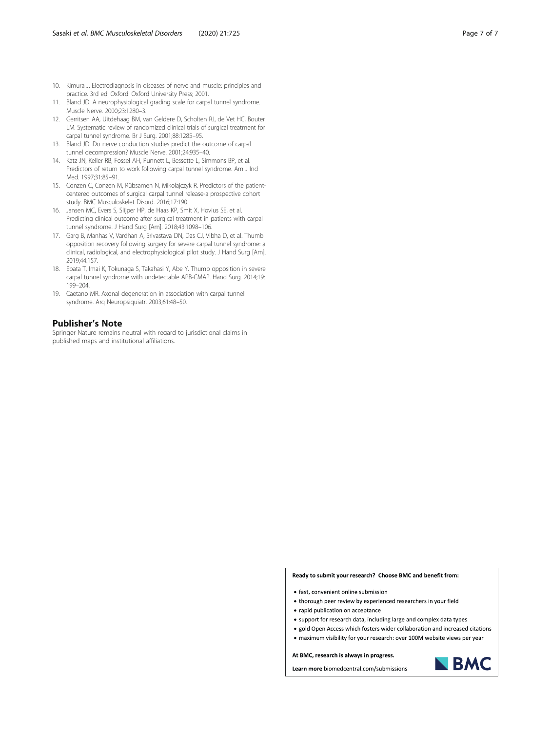10. Kimura J. Electrodiagnosis in diseases of nerve and muscle: principles and practice. 3rd ed. Oxford: Oxford University Press; 2001.
11. Bland JD. A neurophysiological grading scale for carpal tunnel syndrome. Muscle Nerve. 2000;23:1280–3.
12. Gerritsen AA, Uitdehaag BM, van Geldere D, Scholten RJ, de Vet HC, Bouter LM. Systematic review of randomized clinical trials of surgical treatment for carpal tunnel syndrome. Br J Surg. 2001;88:1285–95.
13. Bland JD. Do nerve conduction studies predict the outcome of carpal tunnel decompression? Muscle Nerve. 2001;24:935–40.
14. Katz JN, Keller RB, Fossel AH, Punnett L, Bessette L, Simmons BP, et al. Predictors of return to work following carpal tunnel syndrome. Am J Ind Med. 1997;31:85–91.
15. Conzen C, Conzen M, Rübsamen N, Mikolajczyk R. Predictors of the patient-centered outcomes of surgical carpal tunnel release-a prospective cohort study. BMC Musculoskelet Disord. 2016;17:190.
16. Jansen MC, Evers S, Slijper HP, de Haas KP, Smit X, Hovius SE, et al. Predicting clinical outcome after surgical treatment in patients with carpal tunnel syndrome. J Hand Surg [Am]. 2018;43:1098–106.
17. Garg B, Manhas V, Vardhan A, Srivastava DN, Das CJ, Vibha D, et al. Thumb opposition recovery following surgery for severe carpal tunnel syndrome: a clinical, radiological, and electrophysiological pilot study. J Hand Surg [Am]. 2019;44:157.
18. Ebata T, Imai K, Tokunaga S, Takahasi Y, Abe Y. Thumb opposition in severe carpal tunnel syndrome with undetectable APB-CMAP. Hand Surg. 2014;19:199–204.
19. Caetano MR. Axonal degeneration in association with carpal tunnel syndrome. Arq Neuropsiquiatr. 2003;61:48–50.

## Publisher's Note

Springer Nature remains neutral with regard to jurisdictional claims in published maps and institutional affiliations.

**Ready to submit your research? Choose BMC and benefit from:**

- fast, convenient online submission
- thorough peer review by experienced researchers in your field
- rapid publication on acceptance
- support for research data, including large and complex data types
- gold Open Access which fosters wider collaboration and increased citations
- maximum visibility for your research: over 100M website views per year

**At BMC, research is always in progress.**

**Learn more** biomedcentral.com/submissions